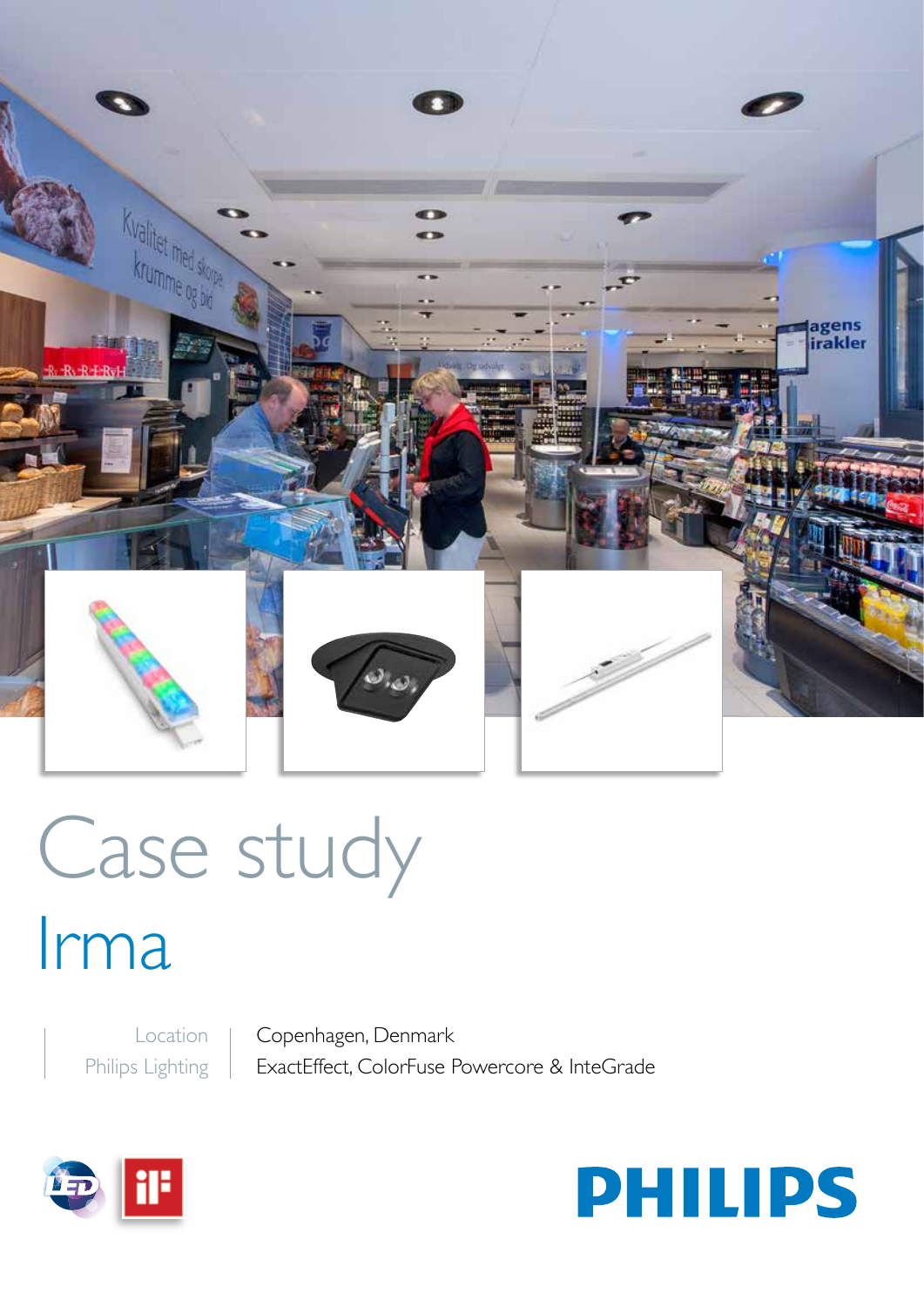# Case study

## Irma

| Location | Copenhagen, Denmark |
| --- | --- |
| Philips Lighting | ExactEffect, ColorFuse Powercore & InteGrade |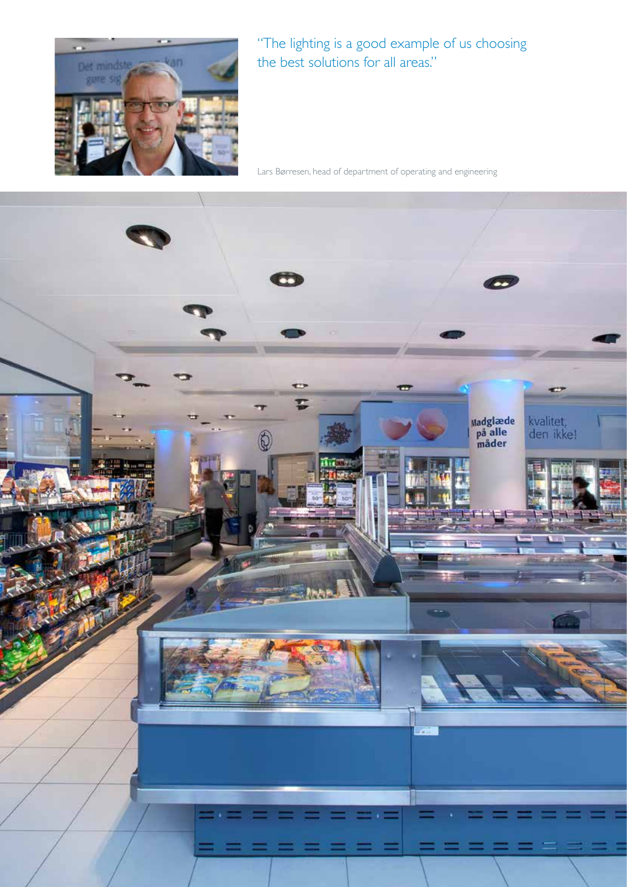"The lighting is a good example of us choosing the best solutions for all areas."

Lars Børresen, head of department of operating and engineering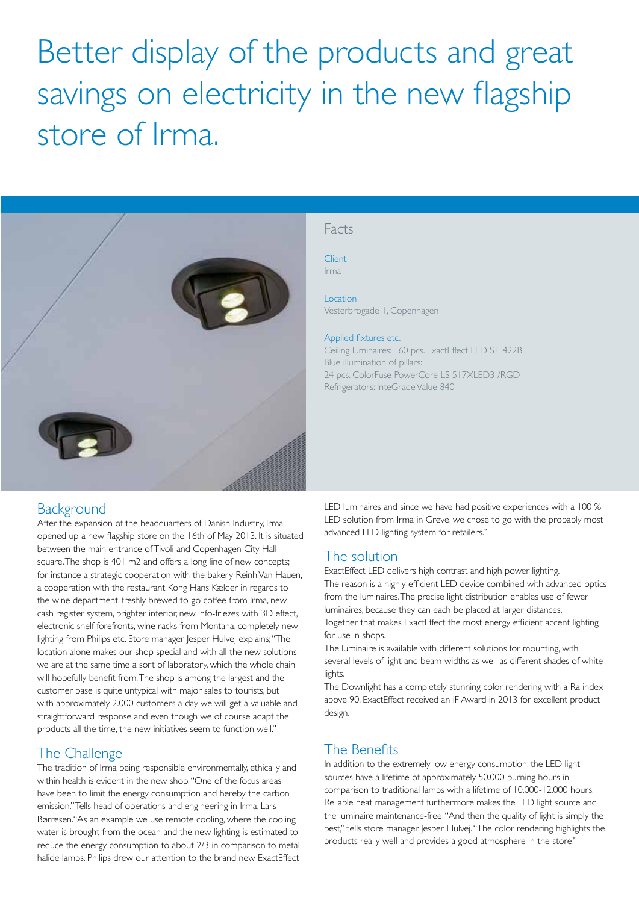# Better display of the products and great savings on electricity in the new flagship store of Irma.

## Facts

**Client**
Irma

**Location**
Vesterbrogade 1, Copenhagen

**Applied fixtures etc.**
Ceiling luminaires: 160 pcs. ExactEffect LED ST 422B
Blue illumination of pillars:
24 pcs. ColorFuse PowerCore LS 517XLED3-/RGD
Refrigerators: InteGrade Value 840

## Background

After the expansion of the headquarters of Danish Industry, Irma opened up a new flagship store on the 16th of May 2013. It is situated between the main entrance of Tivoli and Copenhagen City Hall square. The shop is 401 m2 and offers a long line of new concepts; for instance a strategic cooperation with the bakery Reinh Van Hauen, a cooperation with the restaurant Kong Hans Kælder in regards to the wine department, freshly brewed to-go coffee from Irma, new cash register system, brighter interior, new info-friezes with 3D effect, electronic shelf forefronts, wine racks from Montana, completely new lighting from Philips etc. Store manager Jesper Hulvej explains; "The location alone makes our shop special and with all the new solutions we are at the same time a sort of laboratory, which the whole chain will hopefully benefit from. The shop is among the largest and the customer base is quite untypical with major sales to tourists, but with approximately 2.000 customers a day we will get a valuable and straightforward response and even though we of course adapt the products all the time, the new initiatives seem to function well."

## The Challenge

The tradition of Irma being responsible environmentally, ethically and within health is evident in the new shop. "One of the focus areas have been to limit the energy consumption and hereby the carbon emission." Tells head of operations and engineering in Irma, Lars Børresen. "As an example we use remote cooling, where the cooling water is brought from the ocean and the new lighting is estimated to reduce the energy consumption to about 2/3 in comparison to metal halide lamps. Philips drew our attention to the brand new ExactEffect LED luminaires and since we have had positive experiences with a 100 % LED solution from Irma in Greve, we chose to go with the probably most advanced LED lighting system for retailers."

## The solution

ExactEffect LED delivers high contrast and high power lighting. The reason is a highly efficient LED device combined with advanced optics from the luminaires. The precise light distribution enables use of fewer luminaires, because they can each be placed at larger distances. Together that makes ExactEffect the most energy efficient accent lighting for use in shops.

The luminaire is available with different solutions for mounting, with several levels of light and beam widths as well as different shades of white lights.

The Downlight has a completely stunning color rendering with a Ra index above 90. ExactEffect received an iF Award in 2013 for excellent product design.

## The Benefits

In addition to the extremely low energy consumption, the LED light sources have a lifetime of approximately 50.000 burning hours in comparison to traditional lamps with a lifetime of 10.000-12.000 hours. Reliable heat management furthermore makes the LED light source and the luminaire maintenance-free. "And then the quality of light is simply the best," tells store manager Jesper Hulvej. "The color rendering highlights the products really well and provides a good atmosphere in the store."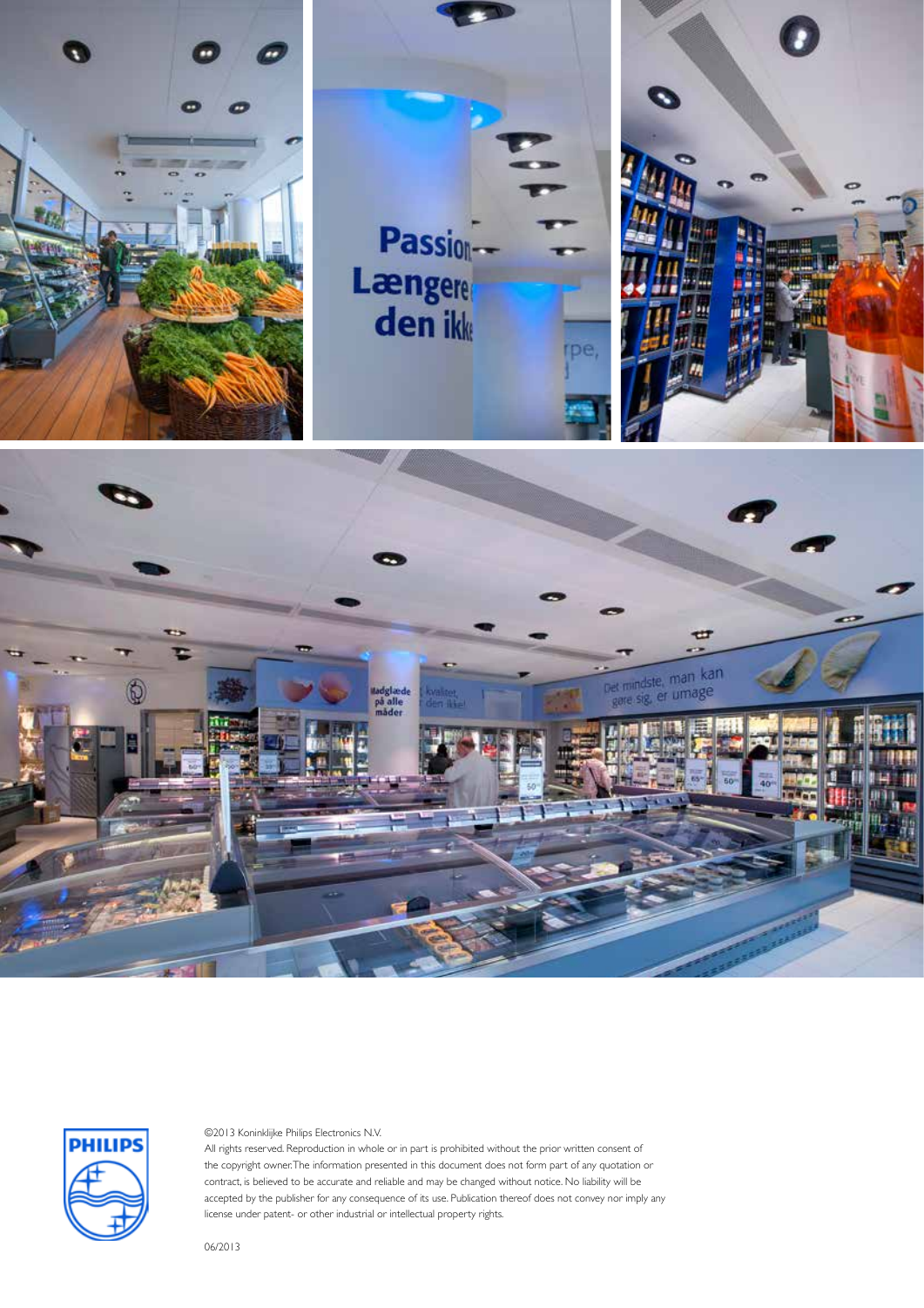©2013 Koninklijke Philips Electronics N.V.

All rights reserved. Reproduction in whole or in part is prohibited without the prior written consent of the copyright owner. The information presented in this document does not form part of any quotation or contract, is believed to be accurate and reliable and may be changed without notice. No liability will be accepted by the publisher for any consequence of its use. Publication thereof does not convey nor imply any license under patent- or other industrial or intellectual property rights.

06/2013